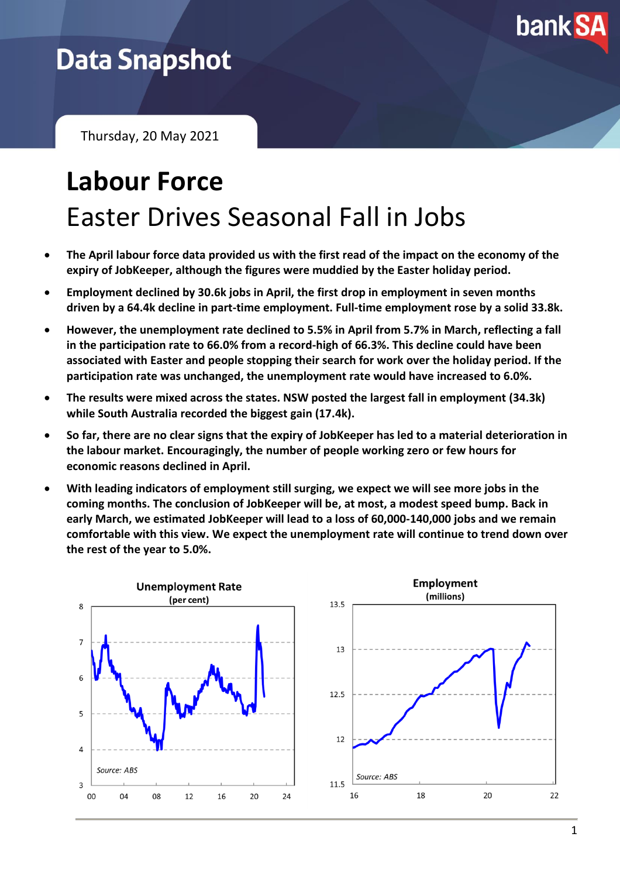# Data Snapshot

Thursday, 20 May 2021

# Labour Force

## Easter Drives Seasonal Fall in Jobs

- **The April labour force data provided us with the first read of the impact on the economy of the expiry of JobKeeper, although the figures were muddied by the Easter holiday period.**
- **Employment declined by 30.6k jobs in April, the first drop in employment in seven months driven by a 64.4k decline in part-time employment. Full-time employment rose by a solid 33.8k.**
- **However, the unemployment rate declined to 5.5% in April from 5.7% in March, reflecting a fall in the participation rate to 66.0% from a record-high of 66.3%. This decline could have been associated with Easter and people stopping their search for work over the holiday period. If the participation rate was unchanged, the unemployment rate would have increased to 6.0%.**
- **The results were mixed across the states. NSW posted the largest fall in employment (34.3k) while South Australia recorded the biggest gain (17.4k).**
- **So far, there are no clear signs that the expiry of JobKeeper has led to a material deterioration in the labour market. Encouragingly, the number of people working zero or few hours for economic reasons declined in April.**
- **With leading indicators of employment still surging, we expect we will see more jobs in the coming months. The conclusion of JobKeeper will be, at most, a modest speed bump. Back in early March, we estimated JobKeeper will lead to a loss of 60,000-140,000 jobs and we remain comfortable with this view. We expect the unemployment rate will continue to trend down over the rest of the year to 5.0%.**

**Unemployment Rate**
(per cent)

Source: ABS

**Employment**
(millions)

Source: ABS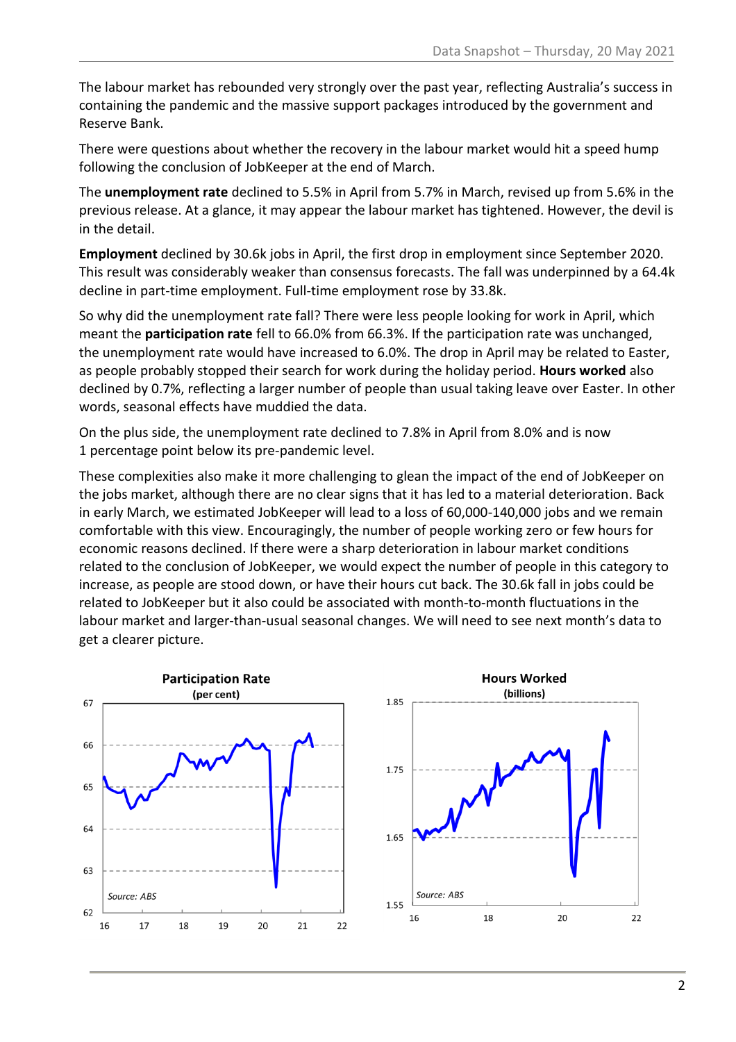The labour market has rebounded very strongly over the past year, reflecting Australia's success in containing the pandemic and the massive support packages introduced by the government and Reserve Bank.

There were questions about whether the recovery in the labour market would hit a speed hump following the conclusion of JobKeeper at the end of March.

The **unemployment rate** declined to 5.5% in April from 5.7% in March, revised up from 5.6% in the previous release. At a glance, it may appear the labour market has tightened. However, the devil is in the detail.

**Employment** declined by 30.6k jobs in April, the first drop in employment since September 2020. This result was considerably weaker than consensus forecasts. The fall was underpinned by a 64.4k decline in part-time employment. Full-time employment rose by 33.8k.

So why did the unemployment rate fall? There were less people looking for work in April, which meant the **participation rate** fell to 66.0% from 66.3%. If the participation rate was unchanged, the unemployment rate would have increased to 6.0%. The drop in April may be related to Easter, as people probably stopped their search for work during the holiday period. **Hours worked** also declined by 0.7%, reflecting a larger number of people than usual taking leave over Easter. In other words, seasonal effects have muddied the data.

On the plus side, the unemployment rate declined to 7.8% in April from 8.0% and is now 1 percentage point below its pre-pandemic level.

These complexities also make it more challenging to glean the impact of the end of JobKeeper on the jobs market, although there are no clear signs that it has led to a material deterioration. Back in early March, we estimated JobKeeper will lead to a loss of 60,000-140,000 jobs and we remain comfortable with this view. Encouragingly, the number of people working zero or few hours for economic reasons declined. If there were a sharp deterioration in labour market conditions related to the conclusion of JobKeeper, we would expect the number of people in this category to increase, as people are stood down, or have their hours cut back. The 30.6k fall in jobs could be related to JobKeeper but it also could be associated with month-to-month fluctuations in the labour market and larger-than-usual seasonal changes. We will need to see next month's data to get a clearer picture.

**Participation Rate**
**(per cent)**

Source: ABS

**Hours Worked**
**(billions)**

Source: ABS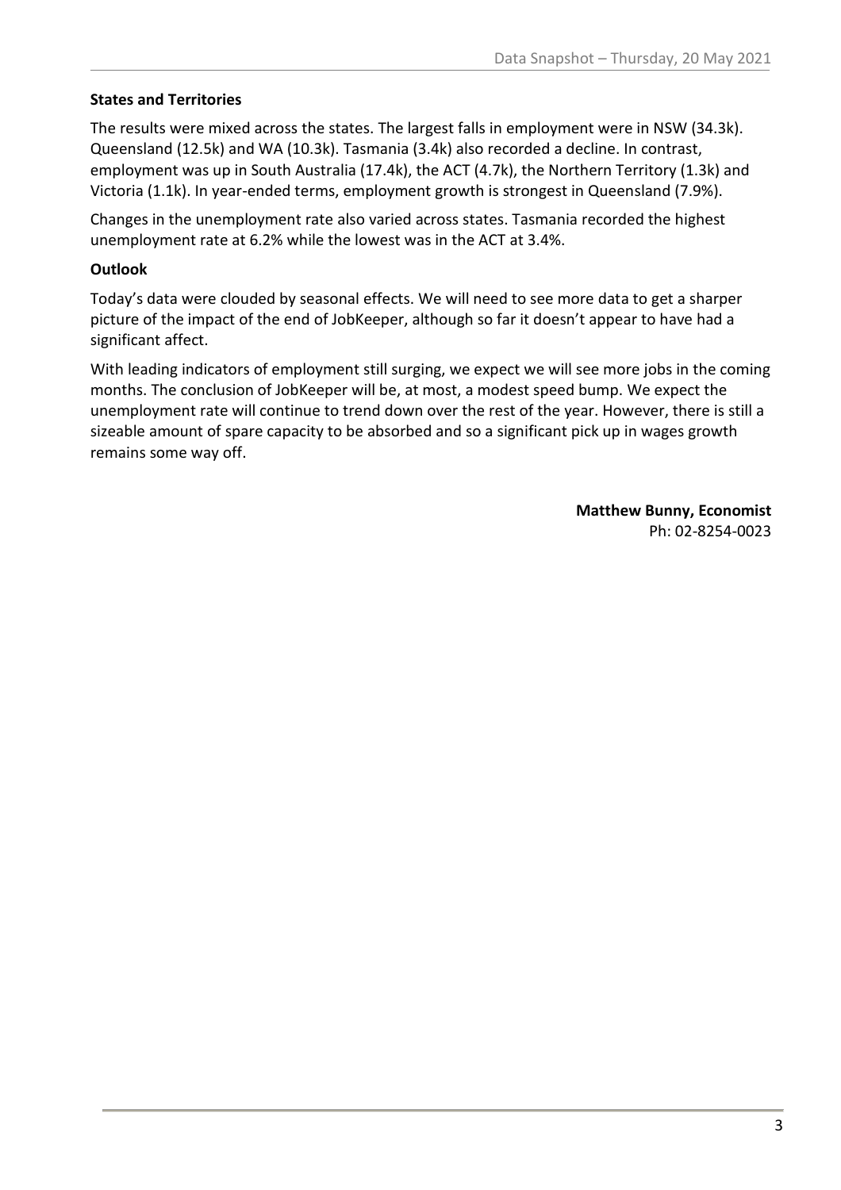**States and Territories**

The results were mixed across the states. The largest falls in employment were in NSW (34.3k). Queensland (12.5k) and WA (10.3k). Tasmania (3.4k) also recorded a decline. In contrast, employment was up in South Australia (17.4k), the ACT (4.7k), the Northern Territory (1.3k) and Victoria (1.1k). In year-ended terms, employment growth is strongest in Queensland (7.9%).

Changes in the unemployment rate also varied across states. Tasmania recorded the highest unemployment rate at 6.2% while the lowest was in the ACT at 3.4%.

**Outlook**

Today's data were clouded by seasonal effects. We will need to see more data to get a sharper picture of the impact of the end of JobKeeper, although so far it doesn't appear to have had a significant affect.

With leading indicators of employment still surging, we expect we will see more jobs in the coming months. The conclusion of JobKeeper will be, at most, a modest speed bump. We expect the unemployment rate will continue to trend down over the rest of the year. However, there is still a sizeable amount of spare capacity to be absorbed and so a significant pick up in wages growth remains some way off.

**Matthew Bunny, Economist**
Ph: 02-8254-0023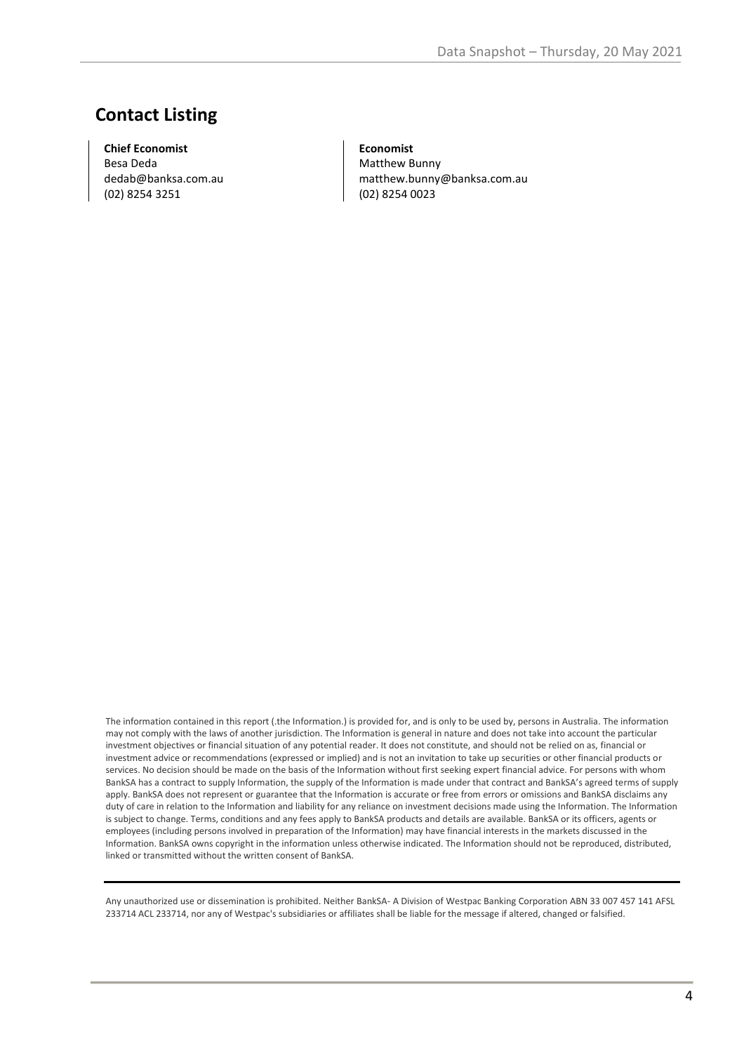## Contact Listing

**Chief Economist**
Besa Deda
dedab@banksa.com.au
(02) 8254 3251

**Economist**
Matthew Bunny
matthew.bunny@banksa.com.au
(02) 8254 0023

The information contained in this report (.the Information.) is provided for, and is only to be used by, persons in Australia. The information may not comply with the laws of another jurisdiction. The Information is general in nature and does not take into account the particular investment objectives or financial situation of any potential reader. It does not constitute, and should not be relied on as, financial or investment advice or recommendations (expressed or implied) and is not an invitation to take up securities or other financial products or services. No decision should be made on the basis of the Information without first seeking expert financial advice. For persons with whom BankSA has a contract to supply Information, the supply of the Information is made under that contract and BankSA's agreed terms of supply apply. BankSA does not represent or guarantee that the Information is accurate or free from errors or omissions and BankSA disclaims any duty of care in relation to the Information and liability for any reliance on investment decisions made using the Information. The Information is subject to change. Terms, conditions and any fees apply to BankSA products and details are available. BankSA or its officers, agents or employees (including persons involved in preparation of the Information) may have financial interests in the markets discussed in the Information. BankSA owns copyright in the information unless otherwise indicated. The Information should not be reproduced, distributed, linked or transmitted without the written consent of BankSA.

Any unauthorized use or dissemination is prohibited. Neither BankSA- A Division of Westpac Banking Corporation ABN 33 007 457 141 AFSL 233714 ACL 233714, nor any of Westpac's subsidiaries or affiliates shall be liable for the message if altered, changed or falsified.